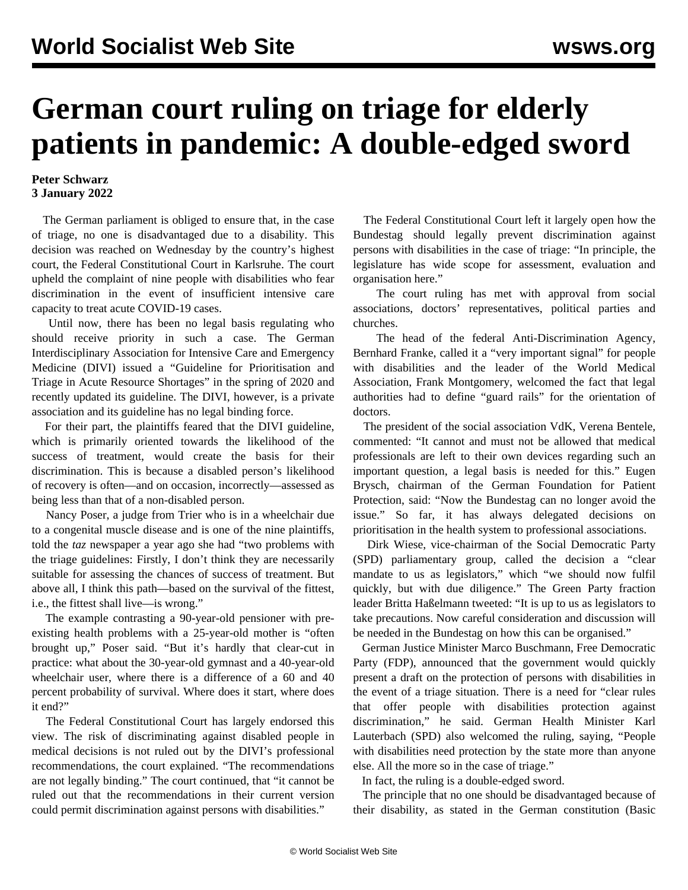# German court ruling on triage for elderly patients in pandemic: A double-edged sword

**Peter Schwarz**
**3 January 2022**

The German parliament is obliged to ensure that, in the case of triage, no one is disadvantaged due to a disability. This decision was reached on Wednesday by the country's highest court, the Federal Constitutional Court in Karlsruhe. The court upheld the complaint of nine people with disabilities who fear discrimination in the event of insufficient intensive care capacity to treat acute COVID-19 cases.

Until now, there has been no legal basis regulating who should receive priority in such a case. The German Interdisciplinary Association for Intensive Care and Emergency Medicine (DIVI) issued a "Guideline for Prioritisation and Triage in Acute Resource Shortages" in the spring of 2020 and recently updated its guideline. The DIVI, however, is a private association and its guideline has no legal binding force.

For their part, the plaintiffs feared that the DIVI guideline, which is primarily oriented towards the likelihood of the success of treatment, would create the basis for their discrimination. This is because a disabled person's likelihood of recovery is often—and on occasion, incorrectly—assessed as being less than that of a non-disabled person.

Nancy Poser, a judge from Trier who is in a wheelchair due to a congenital muscle disease and is one of the nine plaintiffs, told the *taz* newspaper a year ago she had "two problems with the triage guidelines: Firstly, I don't think they are necessarily suitable for assessing the chances of success of treatment. But above all, I think this path—based on the survival of the fittest, i.e., the fittest shall live—is wrong."

The example contrasting a 90-year-old pensioner with pre-existing health problems with a 25-year-old mother is "often brought up," Poser said. "But it's hardly that clear-cut in practice: what about the 30-year-old gymnast and a 40-year-old wheelchair user, where there is a difference of a 60 and 40 percent probability of survival. Where does it start, where does it end?"

The Federal Constitutional Court has largely endorsed this view. The risk of discriminating against disabled people in medical decisions is not ruled out by the DIVI's professional recommendations, the court explained. "The recommendations are not legally binding." The court continued, that "it cannot be ruled out that the recommendations in their current version could permit discrimination against persons with disabilities."

The Federal Constitutional Court left it largely open how the Bundestag should legally prevent discrimination against persons with disabilities in the case of triage: "In principle, the legislature has wide scope for assessment, evaluation and organisation here."

The court ruling has met with approval from social associations, doctors' representatives, political parties and churches.

The head of the federal Anti-Discrimination Agency, Bernhard Franke, called it a "very important signal" for people with disabilities and the leader of the World Medical Association, Frank Montgomery, welcomed the fact that legal authorities had to define "guard rails" for the orientation of doctors.

The president of the social association VdK, Verena Bentele, commented: "It cannot and must not be allowed that medical professionals are left to their own devices regarding such an important question, a legal basis is needed for this." Eugen Brysch, chairman of the German Foundation for Patient Protection, said: "Now the Bundestag can no longer avoid the issue." So far, it has always delegated decisions on prioritisation in the health system to professional associations.

Dirk Wiese, vice-chairman of the Social Democratic Party (SPD) parliamentary group, called the decision a "clear mandate to us as legislators," which "we should now fulfil quickly, but with due diligence." The Green Party fraction leader Britta Haßelmann tweeted: "It is up to us as legislators to take precautions. Now careful consideration and discussion will be needed in the Bundestag on how this can be organised."

German Justice Minister Marco Buschmann, Free Democratic Party (FDP), announced that the government would quickly present a draft on the protection of persons with disabilities in the event of a triage situation. There is a need for "clear rules that offer people with disabilities protection against discrimination," he said. German Health Minister Karl Lauterbach (SPD) also welcomed the ruling, saying, "People with disabilities need protection by the state more than anyone else. All the more so in the case of triage."

In fact, the ruling is a double-edged sword.

The principle that no one should be disadvantaged because of their disability, as stated in the German constitution (Basic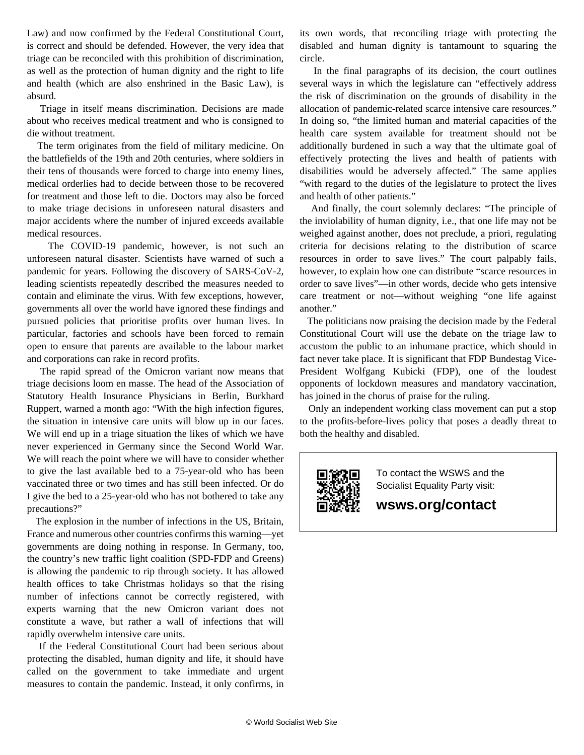Law) and now confirmed by the Federal Constitutional Court, is correct and should be defended. However, the very idea that triage can be reconciled with this prohibition of discrimination, as well as the protection of human dignity and the right to life and health (which are also enshrined in the Basic Law), is absurd.

Triage in itself means discrimination. Decisions are made about who receives medical treatment and who is consigned to die without treatment.

The term originates from the field of military medicine. On the battlefields of the 19th and 20th centuries, where soldiers in their tens of thousands were forced to charge into enemy lines, medical orderlies had to decide between those to be recovered for treatment and those left to die. Doctors may also be forced to make triage decisions in unforeseen natural disasters and major accidents where the number of injured exceeds available medical resources.

The COVID-19 pandemic, however, is not such an unforeseen natural disaster. Scientists have warned of such a pandemic for years. Following the discovery of SARS-CoV-2, leading scientists repeatedly described the measures needed to contain and eliminate the virus. With few exceptions, however, governments all over the world have ignored these findings and pursued policies that prioritise profits over human lives. In particular, factories and schools have been forced to remain open to ensure that parents are available to the labour market and corporations can rake in record profits.

The rapid spread of the Omicron variant now means that triage decisions loom en masse. The head of the Association of Statutory Health Insurance Physicians in Berlin, Burkhard Ruppert, warned a month ago: "With the high infection figures, the situation in intensive care units will blow up in our faces. We will end up in a triage situation the likes of which we have never experienced in Germany since the Second World War. We will reach the point where we will have to consider whether to give the last available bed to a 75-year-old who has been vaccinated three or two times and has still been infected. Or do I give the bed to a 25-year-old who has not bothered to take any precautions?"

The explosion in the number of infections in the US, Britain, France and numerous other countries confirms this warning—yet governments are doing nothing in response. In Germany, too, the country's new traffic light coalition (SPD-FDP and Greens) is allowing the pandemic to rip through society. It has allowed health offices to take Christmas holidays so that the rising number of infections cannot be correctly registered, with experts warning that the new Omicron variant does not constitute a wave, but rather a wall of infections that will rapidly overwhelm intensive care units.

If the Federal Constitutional Court had been serious about protecting the disabled, human dignity and life, it should have called on the government to take immediate and urgent measures to contain the pandemic. Instead, it only confirms, in its own words, that reconciling triage with protecting the disabled and human dignity is tantamount to squaring the circle.

In the final paragraphs of its decision, the court outlines several ways in which the legislature can "effectively address the risk of discrimination on the grounds of disability in the allocation of pandemic-related scarce intensive care resources." In doing so, "the limited human and material capacities of the health care system available for treatment should not be additionally burdened in such a way that the ultimate goal of effectively protecting the lives and health of patients with disabilities would be adversely affected." The same applies "with regard to the duties of the legislature to protect the lives and health of other patients."

And finally, the court solemnly declares: "The principle of the inviolability of human dignity, i.e., that one life may not be weighed against another, does not preclude, a priori, regulating criteria for decisions relating to the distribution of scarce resources in order to save lives." The court palpably fails, however, to explain how one can distribute "scarce resources in order to save lives"—in other words, decide who gets intensive care treatment or not—without weighing "one life against another."

The politicians now praising the decision made by the Federal Constitutional Court will use the debate on the triage law to accustom the public to an inhumane practice, which should in fact never take place. It is significant that FDP Bundestag Vice-President Wolfgang Kubicki (FDP), one of the loudest opponents of lockdown measures and mandatory vaccination, has joined in the chorus of praise for the ruling.

Only an independent working class movement can put a stop to the profits-before-lives policy that poses a deadly threat to both the healthy and disabled.

To contact the WSWS and the Socialist Equality Party visit:

**wsws.org/contact**